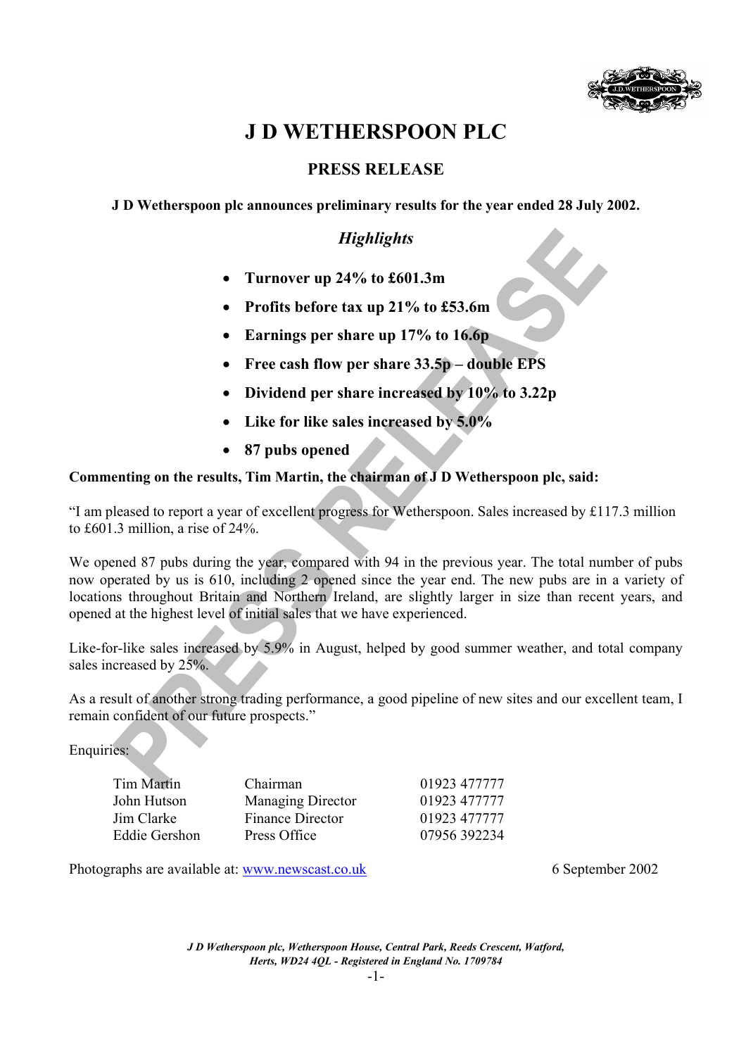# J D WETHERSPOON PLC

## PRESS RELEASE

**J D Wetherspoon plc announces preliminary results for the year ended 28 July 2002.**

### *Highlights*

- **Turnover up 24% to £601.3m**
- **Profits before tax up 21% to £53.6m**
- **Earnings per share up 17% to 16.6p**
- **Free cash flow per share 33.5p – double EPS**
- **Dividend per share increased by 10% to 3.22p**
- **Like for like sales increased by 5.0%**
- **87 pubs opened**

**Commenting on the results, Tim Martin, the chairman of J D Wetherspoon plc, said:**

"I am pleased to report a year of excellent progress for Wetherspoon. Sales increased by £117.3 million to £601.3 million, a rise of 24%.

We opened 87 pubs during the year, compared with 94 in the previous year. The total number of pubs now operated by us is 610, including 2 opened since the year end. The new pubs are in a variety of locations throughout Britain and Northern Ireland, are slightly larger in size than recent years, and opened at the highest level of initial sales that we have experienced.

Like-for-like sales increased by 5.9% in August, helped by good summer weather, and total company sales increased by 25%.

As a result of another strong trading performance, a good pipeline of new sites and our excellent team, I remain confident of our future prospects."

Enquiries:

| | | |
|---|---|---|
| Tim Martin | Chairman | 01923 477777 |
| John Hutson | Managing Director | 01923 477777 |
| Jim Clarke | Finance Director | 01923 477777 |
| Eddie Gershon | Press Office | 07956 392234 |

Photographs are available at: [www.newscast.co.uk](http://www.newscast.co.uk)

6 September 2002

*J D Wetherspoon plc, Wetherspoon House, Central Park, Reeds Crescent, Watford, Herts, WD24 4QL - Registered in England No. 1709784*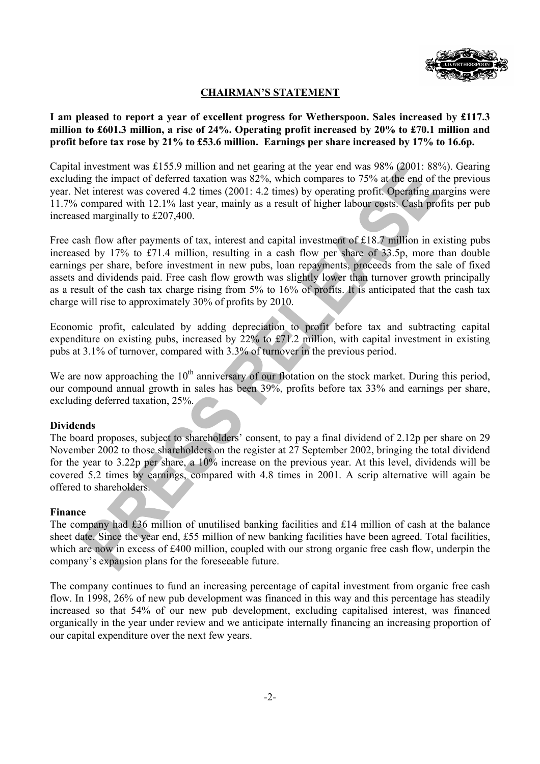## CHAIRMAN'S STATEMENT

**I am pleased to report a year of excellent progress for Wetherspoon. Sales increased by £117.3 million to £601.3 million, a rise of 24%. Operating profit increased by 20% to £70.1 million and profit before tax rose by 21% to £53.6 million. Earnings per share increased by 17% to 16.6p.**

Capital investment was £155.9 million and net gearing at the year end was 98% (2001: 88%). Gearing excluding the impact of deferred taxation was 82%, which compares to 75% at the end of the previous year. Net interest was covered 4.2 times (2001: 4.2 times) by operating profit. Operating margins were 11.7% compared with 12.1% last year, mainly as a result of higher labour costs. Cash profits per pub increased marginally to £207,400.

Free cash flow after payments of tax, interest and capital investment of £18.7 million in existing pubs increased by 17% to £71.4 million, resulting in a cash flow per share of 33.5p, more than double earnings per share, before investment in new pubs, loan repayments, proceeds from the sale of fixed assets and dividends paid. Free cash flow growth was slightly lower than turnover growth principally as a result of the cash tax charge rising from 5% to 16% of profits. It is anticipated that the cash tax charge will rise to approximately 30% of profits by 2010.

Economic profit, calculated by adding depreciation to profit before tax and subtracting capital expenditure on existing pubs, increased by 22% to £71.2 million, with capital investment in existing pubs at 3.1% of turnover, compared with 3.3% of turnover in the previous period.

We are now approaching the 10th anniversary of our flotation on the stock market. During this period, our compound annual growth in sales has been 39%, profits before tax 33% and earnings per share, excluding deferred taxation, 25%.

### Dividends

The board proposes, subject to shareholders' consent, to pay a final dividend of 2.12p per share on 29 November 2002 to those shareholders on the register at 27 September 2002, bringing the total dividend for the year to 3.22p per share, a 10% increase on the previous year. At this level, dividends will be covered 5.2 times by earnings, compared with 4.8 times in 2001. A scrip alternative will again be offered to shareholders.

### Finance

The company had £36 million of unutilised banking facilities and £14 million of cash at the balance sheet date. Since the year end, £55 million of new banking facilities have been agreed. Total facilities, which are now in excess of £400 million, coupled with our strong organic free cash flow, underpin the company's expansion plans for the foreseeable future.

The company continues to fund an increasing percentage of capital investment from organic free cash flow. In 1998, 26% of new pub development was financed in this way and this percentage has steadily increased so that 54% of our new pub development, excluding capitalised interest, was financed organically in the year under review and we anticipate internally financing an increasing proportion of our capital expenditure over the next few years.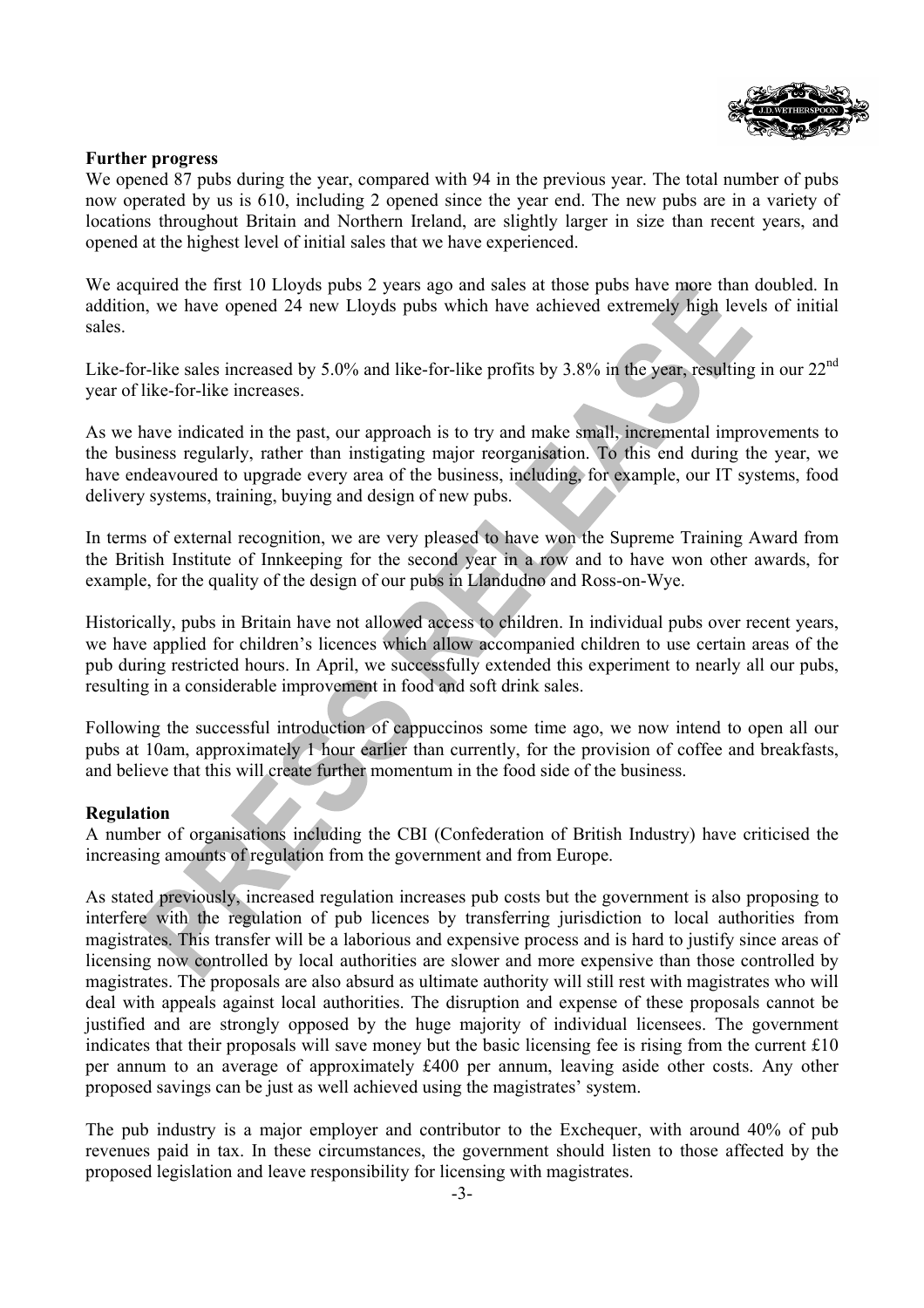**Further progress**

We opened 87 pubs during the year, compared with 94 in the previous year. The total number of pubs now operated by us is 610, including 2 opened since the year end. The new pubs are in a variety of locations throughout Britain and Northern Ireland, are slightly larger in size than recent years, and opened at the highest level of initial sales that we have experienced.

We acquired the first 10 Lloyds pubs 2 years ago and sales at those pubs have more than doubled. In addition, we have opened 24 new Lloyds pubs which have achieved extremely high levels of initial sales.

Like-for-like sales increased by 5.0% and like-for-like profits by 3.8% in the year, resulting in our 22nd year of like-for-like increases.

As we have indicated in the past, our approach is to try and make small, incremental improvements to the business regularly, rather than instigating major reorganisation. To this end during the year, we have endeavoured to upgrade every area of the business, including, for example, our IT systems, food delivery systems, training, buying and design of new pubs.

In terms of external recognition, we are very pleased to have won the Supreme Training Award from the British Institute of Innkeeping for the second year in a row and to have won other awards, for example, for the quality of the design of our pubs in Llandudno and Ross-on-Wye.

Historically, pubs in Britain have not allowed access to children. In individual pubs over recent years, we have applied for children's licences which allow accompanied children to use certain areas of the pub during restricted hours. In April, we successfully extended this experiment to nearly all our pubs, resulting in a considerable improvement in food and soft drink sales.

Following the successful introduction of cappuccinos some time ago, we now intend to open all our pubs at 10am, approximately 1 hour earlier than currently, for the provision of coffee and breakfasts, and believe that this will create further momentum in the food side of the business.

**Regulation**

A number of organisations including the CBI (Confederation of British Industry) have criticised the increasing amounts of regulation from the government and from Europe.

As stated previously, increased regulation increases pub costs but the government is also proposing to interfere with the regulation of pub licences by transferring jurisdiction to local authorities from magistrates. This transfer will be a laborious and expensive process and is hard to justify since areas of licensing now controlled by local authorities are slower and more expensive than those controlled by magistrates. The proposals are also absurd as ultimate authority will still rest with magistrates who will deal with appeals against local authorities. The disruption and expense of these proposals cannot be justified and are strongly opposed by the huge majority of individual licensees. The government indicates that their proposals will save money but the basic licensing fee is rising from the current £10 per annum to an average of approximately £400 per annum, leaving aside other costs. Any other proposed savings can be just as well achieved using the magistrates' system.

The pub industry is a major employer and contributor to the Exchequer, with around 40% of pub revenues paid in tax. In these circumstances, the government should listen to those affected by the proposed legislation and leave responsibility for licensing with magistrates.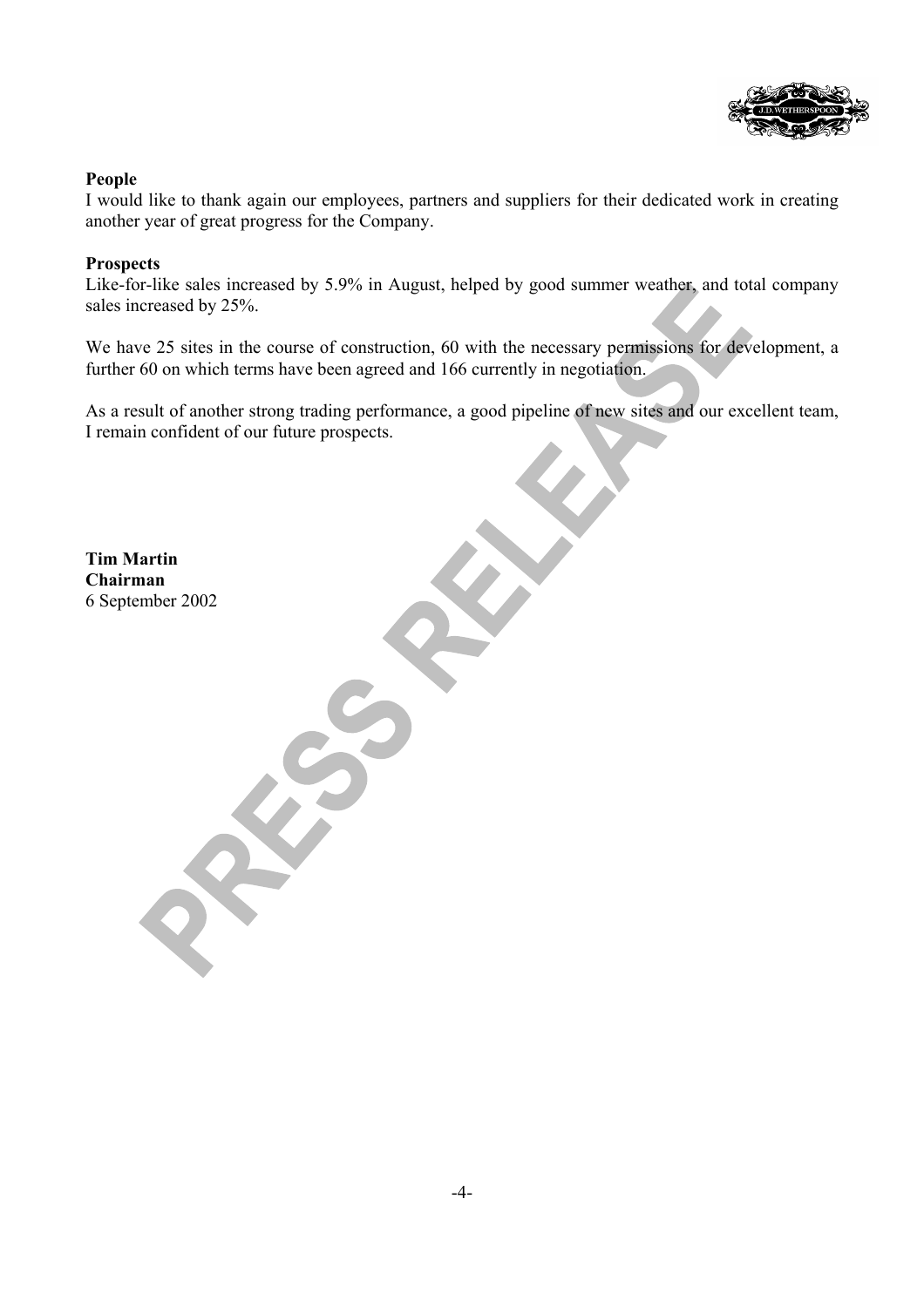**People**

I would like to thank again our employees, partners and suppliers for their dedicated work in creating another year of great progress for the Company.

**Prospects**

Like-for-like sales increased by 5.9% in August, helped by good summer weather, and total company sales increased by 25%.

We have 25 sites in the course of construction, 60 with the necessary permissions for development, a further 60 on which terms have been agreed and 166 currently in negotiation.

As a result of another strong trading performance, a good pipeline of new sites and our excellent team, I remain confident of our future prospects.

**Tim Martin**
**Chairman**
6 September 2002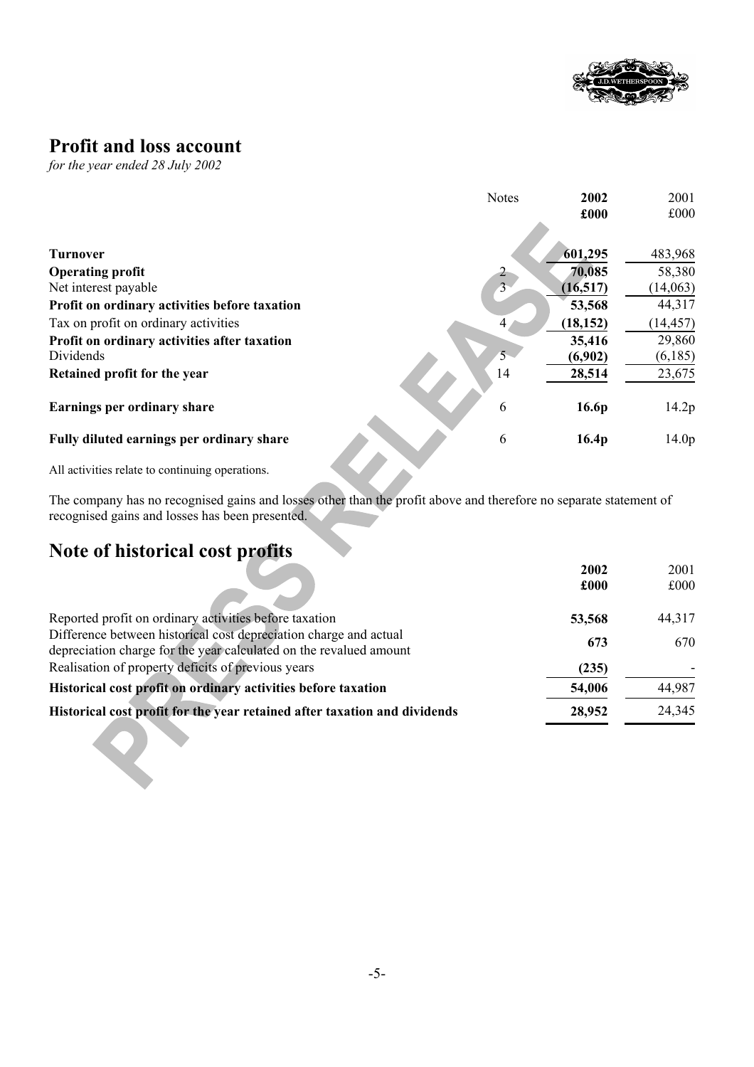# Profit and loss account

*for the year ended 28 July 2002*

| | Notes | **2002 £000** | 2001 £000 |
|---|---|---|---|
| **Turnover** | | **601,295** | 483,968 |
| **Operating profit** | 2 | **70,085** | 58,380 |
| Net interest payable | 3 | **(16,517)** | (14,063) |
| **Profit on ordinary activities before taxation** | | **53,568** | 44,317 |
| Tax on profit on ordinary activities | 4 | **(18,152)** | (14,457) |
| **Profit on ordinary activities after taxation** | | **35,416** | 29,860 |
| Dividends | 5 | **(6,902)** | (6,185) |
| **Retained profit for the year** | 14 | **28,514** | 23,675 |
| **Earnings per ordinary share** | 6 | **16.6p** | 14.2p |
| **Fully diluted earnings per ordinary share** | 6 | **16.4p** | 14.0p |

All activities relate to continuing operations.

The company has no recognised gains and losses other than the profit above and therefore no separate statement of recognised gains and losses has been presented.

# Note of historical cost profits

| | **2002 £000** | 2001 £000 |
|---|---|---|
| Reported profit on ordinary activities before taxation | **53,568** | 44,317 |
| Difference between historical cost depreciation charge and actual depreciation charge for the year calculated on the revalued amount | **673** | 670 |
| Realisation of property deficits of previous years | **(235)** | - |
| **Historical cost profit on ordinary activities before taxation** | **54,006** | 44,987 |
| **Historical cost profit for the year retained after taxation and dividends** | **28,952** | 24,345 |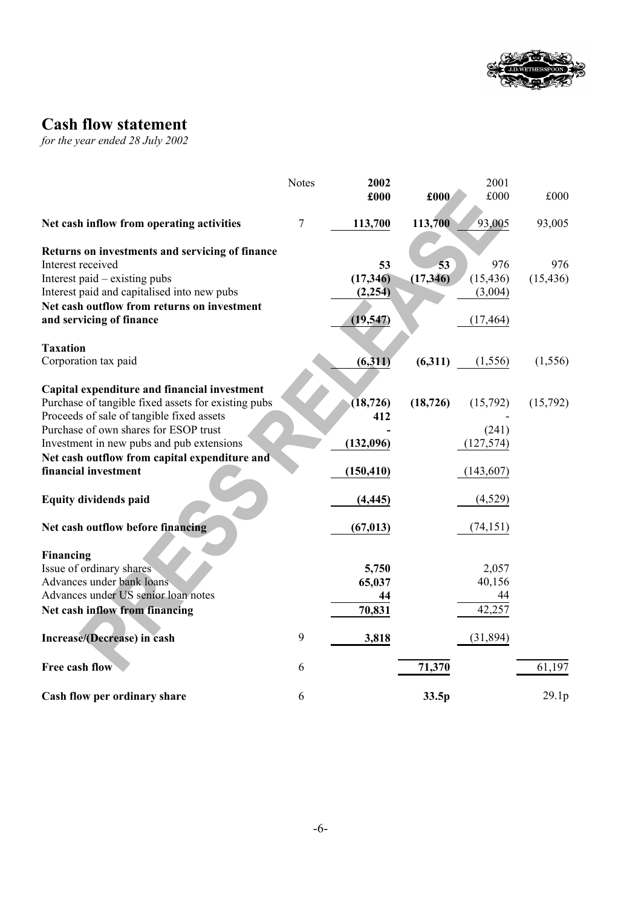# Cash flow statement

*for the year ended 28 July 2002*

| | Notes | 2002 £000 | £000 | 2001 £000 | £000 |
|---|---|---|---|---|---|
| **Net cash inflow from operating activities** | 7 | **113,700** | **113,700** | 93,005 | 93,005 |
| **Returns on investments and servicing of finance** | | | | | |
| Interest received | | **53** | **53** | 976 | 976 |
| Interest paid – existing pubs | | **(17,346)** | **(17,346)** | (15,436) | (15,436) |
| Interest paid and capitalised into new pubs | | **(2,254)** | | (3,004) | |
| **Net cash outflow from returns on investment and servicing of finance** | | **(19,547)** | | (17,464) | |
| **Taxation** | | | | | |
| Corporation tax paid | | **(6,311)** | **(6,311)** | (1,556) | (1,556) |
| **Capital expenditure and financial investment** | | | | | |
| Purchase of tangible fixed assets for existing pubs | | **(18,726)** | **(18,726)** | (15,792) | (15,792) |
| Proceeds of sale of tangible fixed assets | | **412** | | - | |
| Purchase of own shares for ESOP trust | | **-** | | (241) | |
| Investment in new pubs and pub extensions | | **(132,096)** | | (127,574) | |
| **Net cash outflow from capital expenditure and financial investment** | | **(150,410)** | | (143,607) | |
| **Equity dividends paid** | | **(4,445)** | | (4,529) | |
| **Net cash outflow before financing** | | **(67,013)** | | (74,151) | |
| **Financing** | | | | | |
| Issue of ordinary shares | | **5,750** | | 2,057 | |
| Advances under bank loans | | **65,037** | | 40,156 | |
| Advances under US senior loan notes | | **44** | | 44 | |
| **Net cash inflow from financing** | | **70,831** | | 42,257 | |
| **Increase/(Decrease) in cash** | 9 | **3,818** | | (31,894) | |
| **Free cash flow** | 6 | | **71,370** | | 61,197 |
| **Cash flow per ordinary share** | 6 | | **33.5p** | | 29.1p |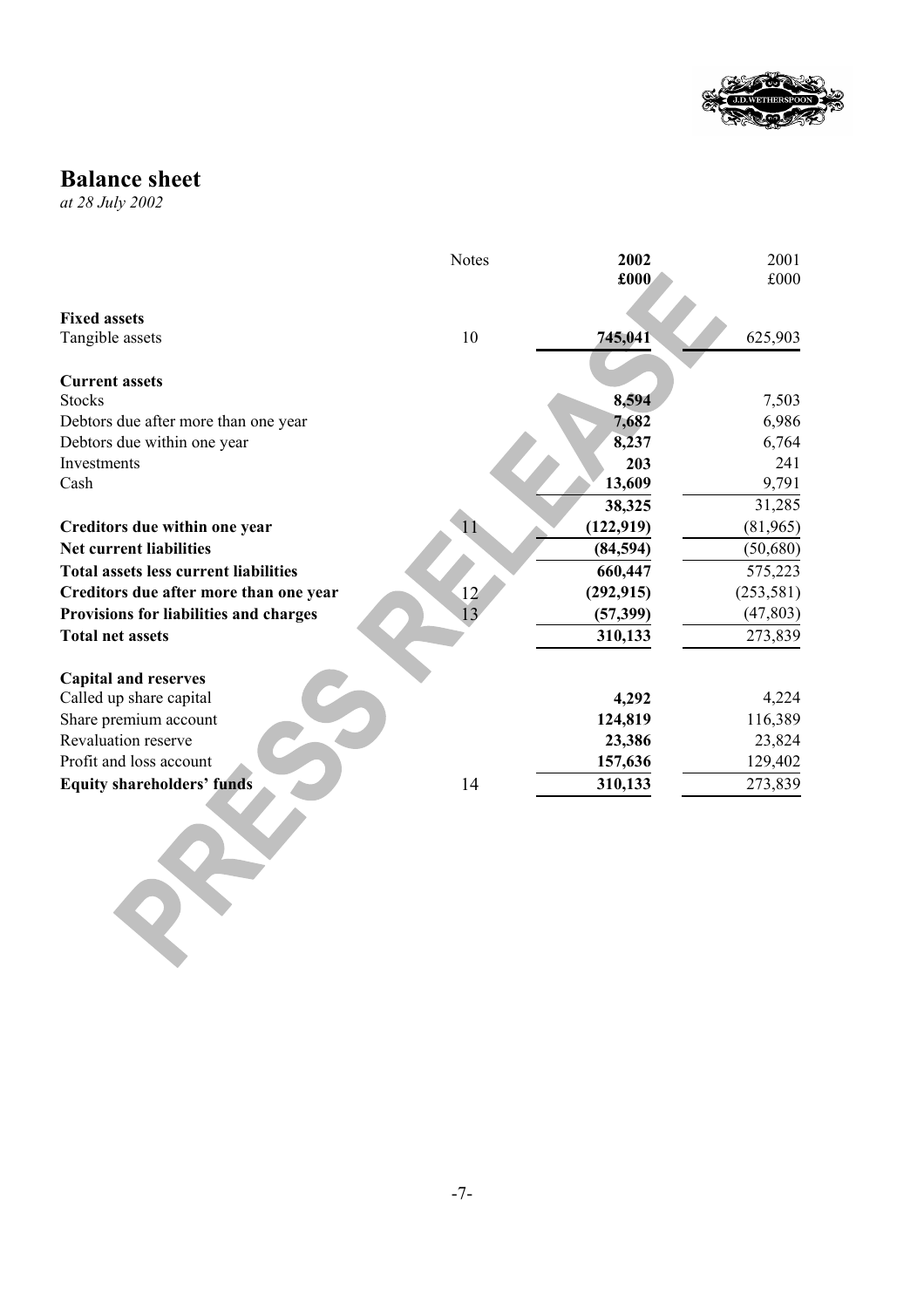## Balance sheet

*at 28 July 2002*

| | Notes | 2002 £000 | 2001 £000 |
|---|---|---|---|
| **Fixed assets** | | | |
| Tangible assets | 10 | **745,041** | 625,903 |
| **Current assets** | | | |
| Stocks | | **8,594** | 7,503 |
| Debtors due after more than one year | | **7,682** | 6,986 |
| Debtors due within one year | | **8,237** | 6,764 |
| Investments | | **203** | 241 |
| Cash | | **13,609** | 9,791 |
| | | **38,325** | 31,285 |
| **Creditors due within one year** | 11 | **(122,919)** | (81,965) |
| **Net current liabilities** | | **(84,594)** | (50,680) |
| **Total assets less current liabilities** | | **660,447** | 575,223 |
| **Creditors due after more than one year** | 12 | **(292,915)** | (253,581) |
| **Provisions for liabilities and charges** | 13 | **(57,399)** | (47,803) |
| **Total net assets** | | **310,133** | 273,839 |
| **Capital and reserves** | | | |
| Called up share capital | | **4,292** | 4,224 |
| Share premium account | | **124,819** | 116,389 |
| Revaluation reserve | | **23,386** | 23,824 |
| Profit and loss account | | **157,636** | 129,402 |
| **Equity shareholders' funds** | 14 | **310,133** | 273,839 |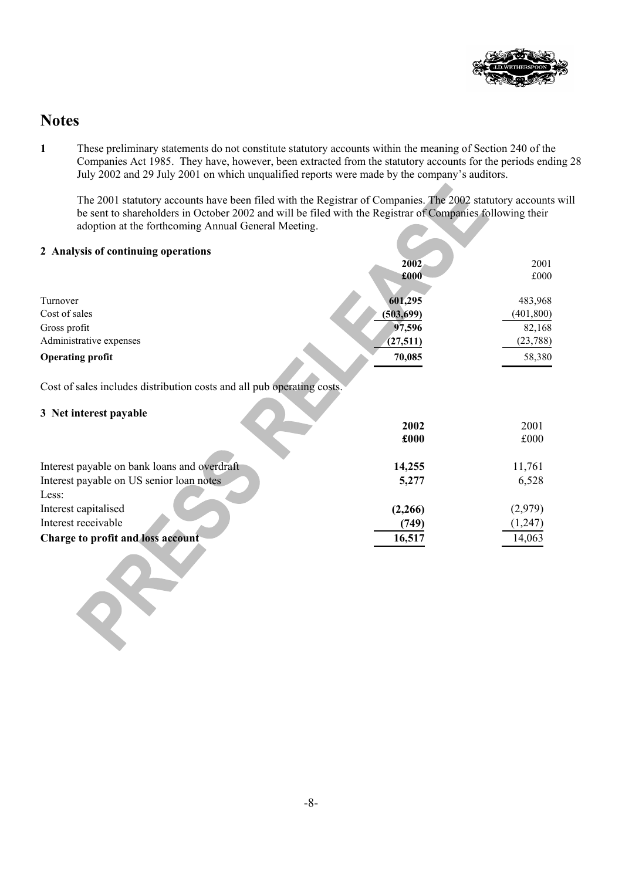# Notes

**1** These preliminary statements do not constitute statutory accounts within the meaning of Section 240 of the Companies Act 1985. They have, however, been extracted from the statutory accounts for the periods ending 28 July 2002 and 29 July 2001 on which unqualified reports were made by the company's auditors.

The 2001 statutory accounts have been filed with the Registrar of Companies. The 2002 statutory accounts will be sent to shareholders in October 2002 and will be filed with the Registrar of Companies following their adoption at the forthcoming Annual General Meeting.

**2 Analysis of continuing operations**

| | **2002** | 2001 |
|---|---|---|
| | **£000** | £000 |
| Turnover | **601,295** | 483,968 |
| Cost of sales | **(503,699)** | (401,800) |
| Gross profit | **97,596** | 82,168 |
| Administrative expenses | **(27,511)** | (23,788) |
| **Operating profit** | **70,085** | 58,380 |

Cost of sales includes distribution costs and all pub operating costs.

**3 Net interest payable**

| | **2002** | 2001 |
|---|---|---|
| | **£000** | £000 |
| Interest payable on bank loans and overdraft | **14,255** | 11,761 |
| Interest payable on US senior loan notes | **5,277** | 6,528 |
| Less: | | |
| Interest capitalised | **(2,266)** | (2,979) |
| Interest receivable | **(749)** | (1,247) |
| **Charge to profit and loss account** | **16,517** | 14,063 |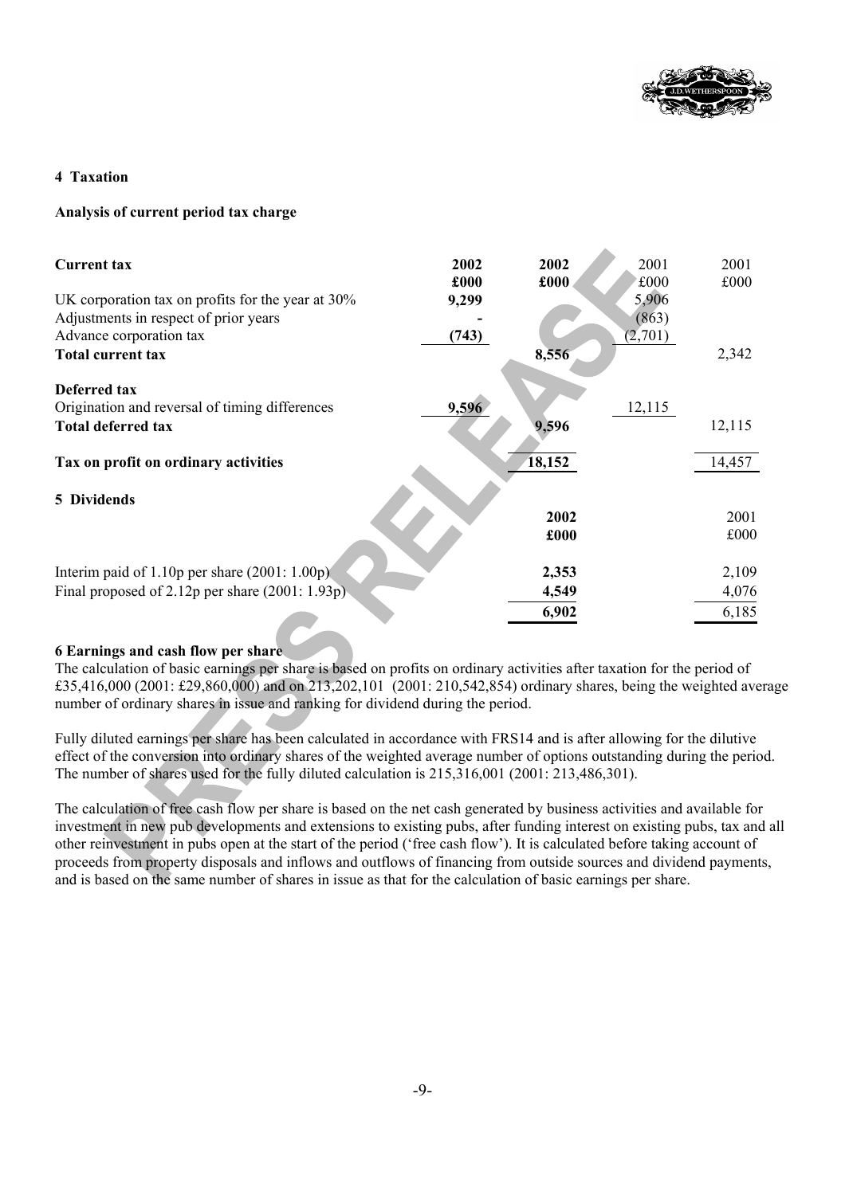## 4 Taxation

### Analysis of current period tax charge

| **Current tax** | **2002** | **2002** | 2001 | 2001 |
|---|---|---|---|---|
| | **£000** | **£000** | £000 | £000 |
| UK corporation tax on profits for the year at 30% | **9,299** | | 5,906 | |
| Adjustments in respect of prior years | **-** | | (863) | |
| Advance corporation tax | **(743)** | | (2,701) | |
| **Total current tax** | | **8,556** | | 2,342 |
| | | | | |
| **Deferred tax** | | | | |
| Origination and reversal of timing differences | **9,596** | | 12,115 | |
| **Total deferred tax** | | **9,596** | | 12,115 |
| | | | | |
| **Tax on profit on ordinary activities** | | **18,152** | | 14,457 |

## 5 Dividends

| | **2002** | 2001 |
|---|---|---|
| | **£000** | £000 |
| Interim paid of 1.10p per share (2001: 1.00p) | **2,353** | 2,109 |
| Final proposed of 2.12p per share (2001: 1.93p) | **4,549** | 4,076 |
| | **6,902** | 6,185 |

## 6 Earnings and cash flow per share

The calculation of basic earnings per share is based on profits on ordinary activities after taxation for the period of £35,416,000 (2001: £29,860,000) and on 213,202,101 (2001: 210,542,854) ordinary shares, being the weighted average number of ordinary shares in issue and ranking for dividend during the period.

Fully diluted earnings per share has been calculated in accordance with FRS14 and is after allowing for the dilutive effect of the conversion into ordinary shares of the weighted average number of options outstanding during the period. The number of shares used for the fully diluted calculation is 215,316,001 (2001: 213,486,301).

The calculation of free cash flow per share is based on the net cash generated by business activities and available for investment in new pub developments and extensions to existing pubs, after funding interest on existing pubs, tax and all other reinvestment in pubs open at the start of the period ('free cash flow'). It is calculated before taking account of proceeds from property disposals and inflows and outflows of financing from outside sources and dividend payments, and is based on the same number of shares in issue as that for the calculation of basic earnings per share.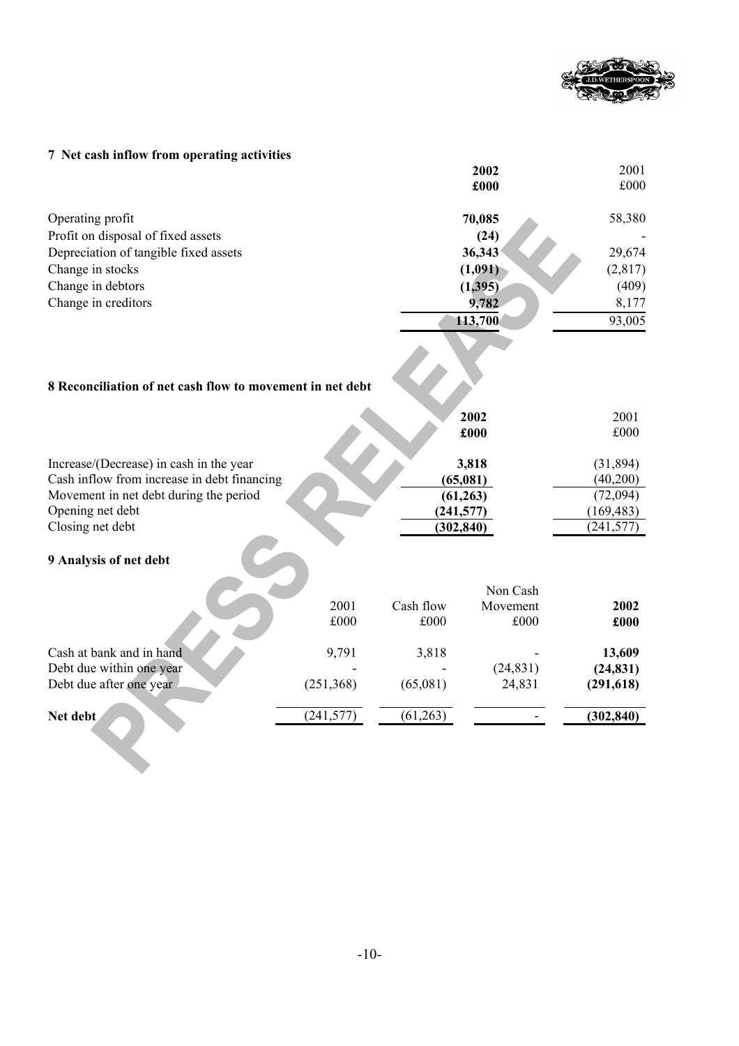## 7 Net cash inflow from operating activities

| | 2002 £000 | 2001 £000 |
|---|---|---|
| Operating profit | **70,085** | 58,380 |
| Profit on disposal of fixed assets | **(24)** | - |
| Depreciation of tangible fixed assets | **36,343** | 29,674 |
| Change in stocks | **(1,091)** | (2,817) |
| Change in debtors | **(1,395)** | (409) |
| Change in creditors | **9,782** | 8,177 |
| | **113,700** | 93,005 |

## 8 Reconciliation of net cash flow to movement in net debt

| | 2002 £000 | 2001 £000 |
|---|---|---|
| Increase/(Decrease) in cash in the year | **3,818** | (31,894) |
| Cash inflow from increase in debt financing | **(65,081)** | (40,200) |
| Movement in net debt during the period | **(61,263)** | (72,094) |
| Opening net debt | **(241,577)** | (169,483) |
| Closing net debt | **(302,840)** | (241,577) |

## 9 Analysis of net debt

| | 2001 £000 | Cash flow £000 | Non Cash Movement £000 | 2002 £000 |
|---|---|---|---|---|
| Cash at bank and in hand | 9,791 | 3,818 | - | **13,609** |
| Debt due within one year | - | - | (24,831) | **(24,831)** |
| Debt due after one year | (251,368) | (65,081) | 24,831 | **(291,618)** |
| **Net debt** | (241,577) | (61,263) | - | **(302,840)** |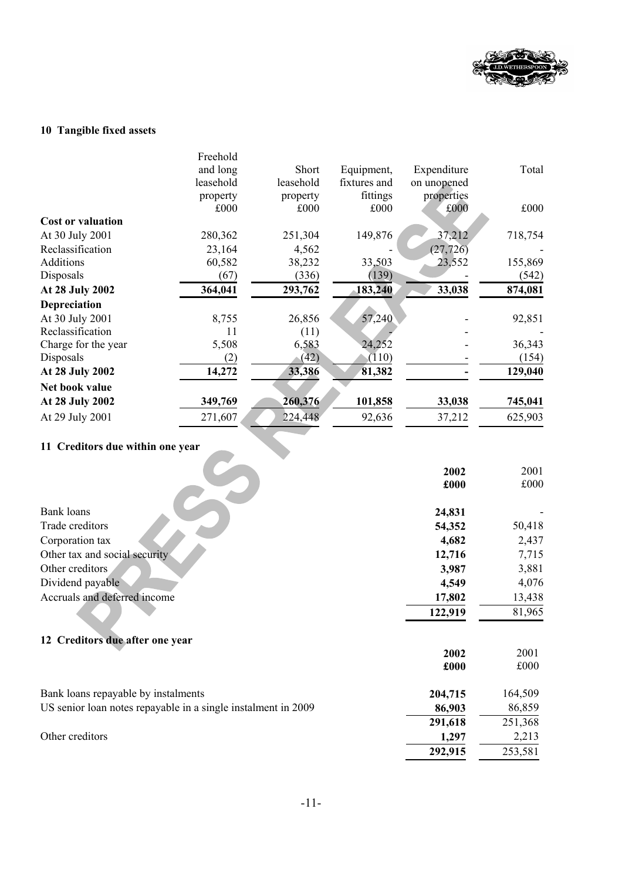## 10 Tangible fixed assets

| | Freehold and long leasehold property | Short leasehold property | Equipment, fixtures and fittings | Expenditure on unopened properties | Total |
|---|---|---|---|---|---|
| | £000 | £000 | £000 | £000 | £000 |
| **Cost or valuation** | | | | | |
| At 30 July 2001 | 280,362 | 251,304 | 149,876 | 37,212 | 718,754 |
| Reclassification | 23,164 | 4,562 | - | (27,726) | - |
| Additions | 60,582 | 38,232 | 33,503 | 23,552 | 155,869 |
| Disposals | (67) | (336) | (139) | - | (542) |
| **At 28 July 2002** | **364,041** | **293,762** | **183,240** | **33,038** | **874,081** |
| **Depreciation** | | | | | |
| At 30 July 2001 | 8,755 | 26,856 | 57,240 | - | 92,851 |
| Reclassification | 11 | (11) | - | - | - |
| Charge for the year | 5,508 | 6,583 | 24,252 | - | 36,343 |
| Disposals | (2) | (42) | (110) | - | (154) |
| **At 28 July 2002** | **14,272** | **33,386** | **81,382** | **-** | **129,040** |
| **Net book value** | | | | | |
| **At 28 July 2002** | **349,769** | **260,376** | **101,858** | **33,038** | **745,041** |
| At 29 July 2001 | 271,607 | 224,448 | 92,636 | 37,212 | 625,903 |

## 11 Creditors due within one year

| | **2002** | 2001 |
|---|---|---|
| | **£000** | £000 |
| Bank loans | **24,831** | - |
| Trade creditors | **54,352** | 50,418 |
| Corporation tax | **4,682** | 2,437 |
| Other tax and social security | **12,716** | 7,715 |
| Other creditors | **3,987** | 3,881 |
| Dividend payable | **4,549** | 4,076 |
| Accruals and deferred income | **17,802** | 13,438 |
| | **122,919** | 81,965 |

## 12 Creditors due after one year

| | **2002** | 2001 |
|---|---|---|
| | **£000** | £000 |
| Bank loans repayable by instalments | **204,715** | 164,509 |
| US senior loan notes repayable in a single instalment in 2009 | **86,903** | 86,859 |
| | **291,618** | 251,368 |
| Other creditors | **1,297** | 2,213 |
| | **292,915** | 253,581 |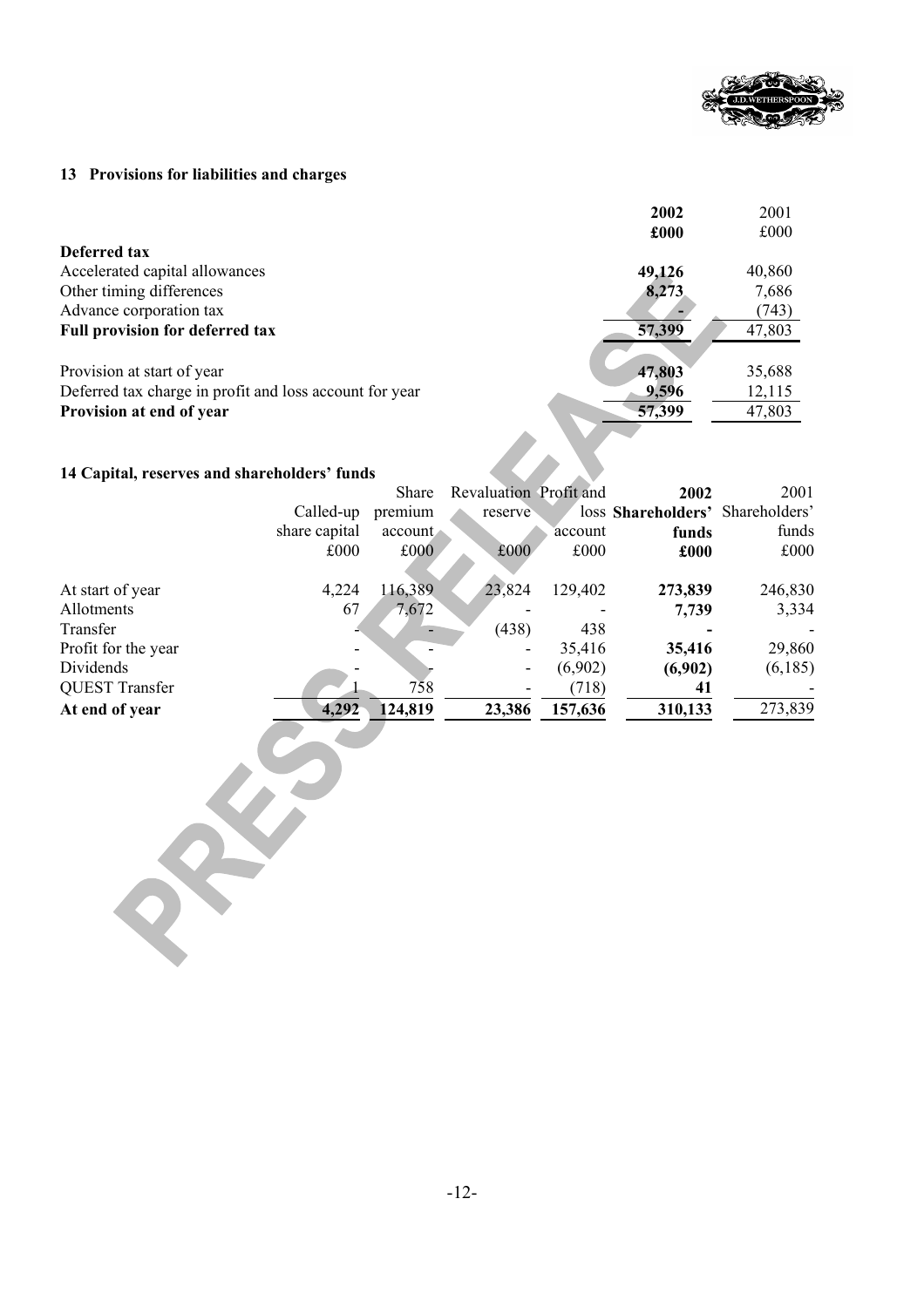## 13 Provisions for liabilities and charges

| | 2002 £000 | 2001 £000 |
|---|---|---|
| **Deferred tax** | | |
| Accelerated capital allowances | 49,126 | 40,860 |
| Other timing differences | 8,273 | 7,686 |
| Advance corporation tax | - | (743) |
| **Full provision for deferred tax** | 57,399 | 47,803 |
| | | |
| Provision at start of year | 47,803 | 35,688 |
| Deferred tax charge in profit and loss account for year | 9,596 | 12,115 |
| **Provision at end of year** | 57,399 | 47,803 |

## 14 Capital, reserves and shareholders' funds

| | Called-up share capital £000 | Share premium account £000 | Revaluation reserve £000 | Profit and loss account £000 | 2002 Shareholders' funds £000 | 2001 Shareholders' funds £000 |
|---|---|---|---|---|---|---|
| At start of year | 4,224 | 116,389 | 23,824 | 129,402 | 273,839 | 246,830 |
| Allotments | 67 | 7,672 | - | - | 7,739 | 3,334 |
| Transfer | - | - | (438) | 438 | - | - |
| Profit for the year | - | - | - | 35,416 | 35,416 | 29,860 |
| Dividends | - | - | - | (6,902) | (6,902) | (6,185) |
| QUEST Transfer | 1 | 758 | - | (718) | 41 | - |
| **At end of year** | 4,292 | 124,819 | 23,386 | 157,636 | 310,133 | 273,839 |